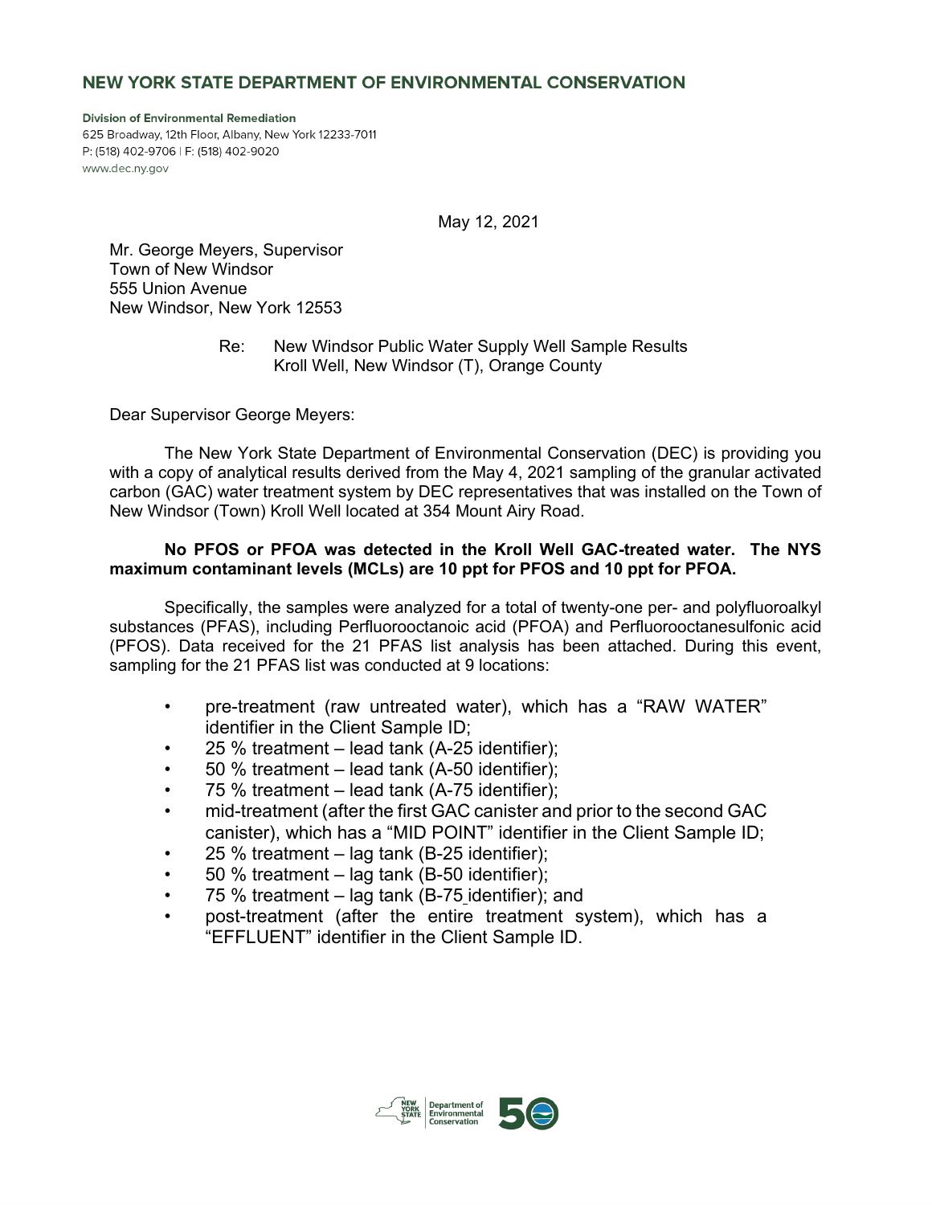# NEW YORK STATE DEPARTMENT OF ENVIRONMENTAL CONSERVATION

**Division of Environmental Remediation**
625 Broadway, 12th Floor, Albany, New York 12233-7011
P: (518) 402-9706 | F: (518) 402-9020
www.dec.ny.gov

May 12, 2021

Mr. George Meyers, Supervisor
Town of New Windsor
555 Union Avenue
New Windsor, New York 12553

Re: New Windsor Public Water Supply Well Sample Results
Kroll Well, New Windsor (T), Orange County

Dear Supervisor George Meyers:

The New York State Department of Environmental Conservation (DEC) is providing you with a copy of analytical results derived from the May 4, 2021 sampling of the granular activated carbon (GAC) water treatment system by DEC representatives that was installed on the Town of New Windsor (Town) Kroll Well located at 354 Mount Airy Road.

**No PFOS or PFOA was detected in the Kroll Well GAC-treated water. The NYS maximum contaminant levels (MCLs) are 10 ppt for PFOS and 10 ppt for PFOA.**

Specifically, the samples were analyzed for a total of twenty-one per- and polyfluoroalkyl substances (PFAS), including Perfluorooctanoic acid (PFOA) and Perfluorooctanesulfonic acid (PFOS). Data received for the 21 PFAS list analysis has been attached. During this event, sampling for the 21 PFAS list was conducted at 9 locations:

- pre-treatment (raw untreated water), which has a "RAW WATER" identifier in the Client Sample ID;
- 25 % treatment – lead tank (A-25 identifier);
- 50 % treatment – lead tank (A-50 identifier);
- 75 % treatment – lead tank (A-75 identifier);
- mid-treatment (after the first GAC canister and prior to the second GAC canister), which has a "MID POINT" identifier in the Client Sample ID;
- 25 % treatment – lag tank (B-25 identifier);
- 50 % treatment – lag tank (B-50 identifier);
- 75 % treatment – lag tank (B-75 identifier); and
- post-treatment (after the entire treatment system), which has a "EFFLUENT" identifier in the Client Sample ID.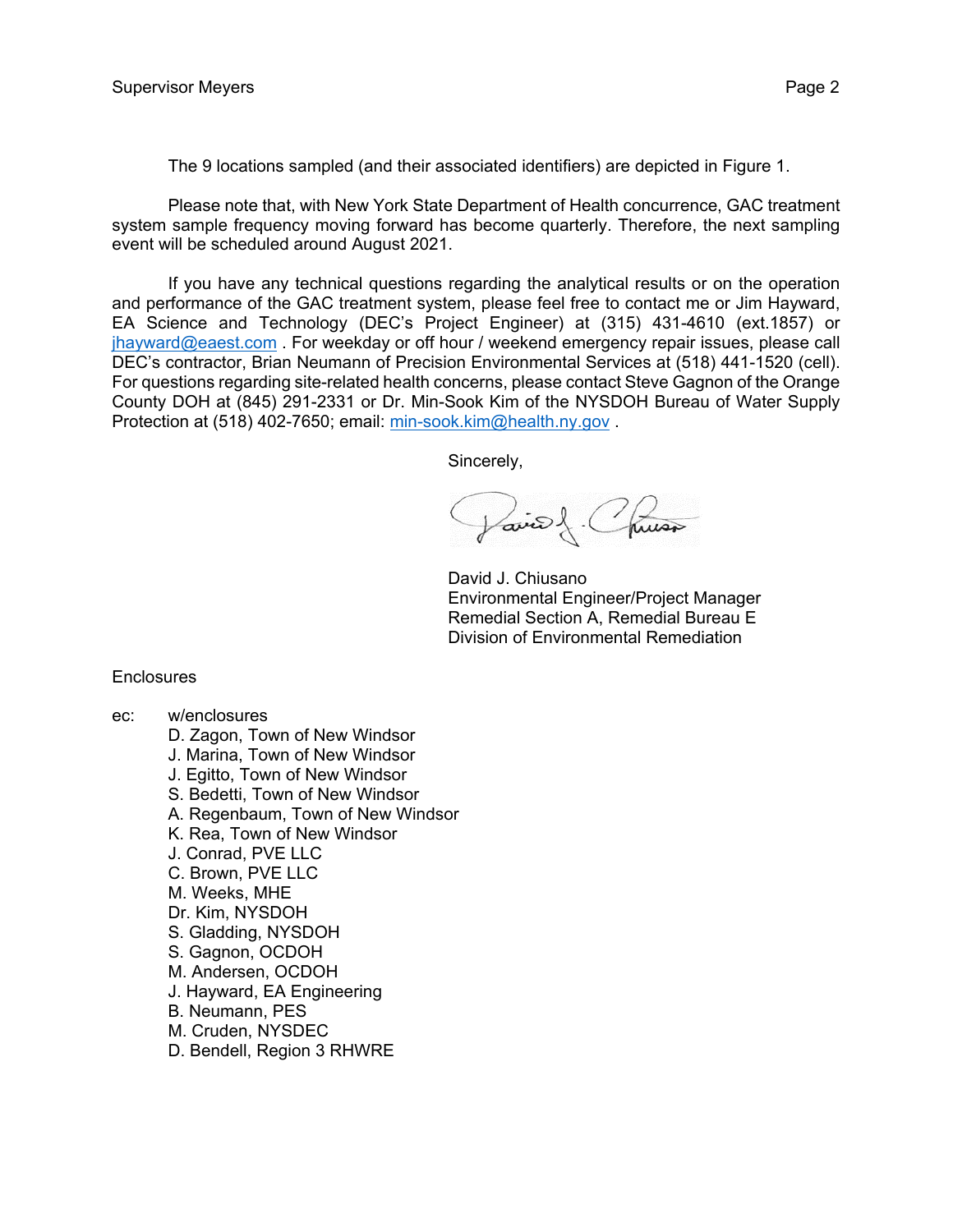The 9 locations sampled (and their associated identifiers) are depicted in Figure 1.

Please note that, with New York State Department of Health concurrence, GAC treatment system sample frequency moving forward has become quarterly. Therefore, the next sampling event will be scheduled around August 2021.

If you have any technical questions regarding the analytical results or on the operation and performance of the GAC treatment system, please feel free to contact me or Jim Hayward, EA Science and Technology (DEC's Project Engineer) at (315) 431-4610 (ext.1857) or jhayward@eaest.com . For weekday or off hour / weekend emergency repair issues, please call DEC's contractor, Brian Neumann of Precision Environmental Services at (518) 441-1520 (cell). For questions regarding site-related health concerns, please contact Steve Gagnon of the Orange County DOH at (845) 291-2331 or Dr. Min-Sook Kim of the NYSDOH Bureau of Water Supply Protection at (518) 402-7650; email: min-sook.kim@health.ny.gov .

Sincerely,

David J. Chiusano
Environmental Engineer/Project Manager
Remedial Section A, Remedial Bureau E
Division of Environmental Remediation

Enclosures

ec: w/enclosures
- D. Zagon, Town of New Windsor
- J. Marina, Town of New Windsor
- J. Egitto, Town of New Windsor
- S. Bedetti, Town of New Windsor
- A. Regenbaum, Town of New Windsor
- K. Rea, Town of New Windsor
- J. Conrad, PVE LLC
- C. Brown, PVE LLC
- M. Weeks, MHE
- Dr. Kim, NYSDOH
- S. Gladding, NYSDOH
- S. Gagnon, OCDOH
- M. Andersen, OCDOH
- J. Hayward, EA Engineering
- B. Neumann, PES
- M. Cruden, NYSDEC
- D. Bendell, Region 3 RHWRE